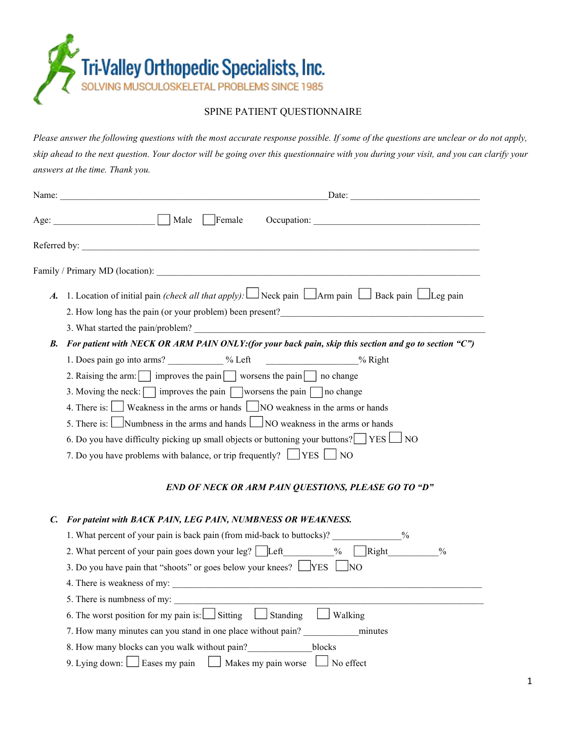# Tri-Valley Orthopedic Specialists, Inc.

SOLVING MUSCULOSKELETAL PROBLEMS SINCE 1985

## SPINE PATIENT QUESTIONNAIRE

*Please answer the following questions with the most accurate response possible. If some of the questions are unclear or do not apply, skip ahead to the next question. Your doctor will be going over this questionnaire with you during your visit, and you can clarify your answers at the time. Thank you.*

Name: ________________________________________ Date: ____________________

Age: ________________ ☐ Male ☐ Female Occupation: ______________________________

Referred by: ______________________________________________________________

Family / Primary MD (location): _____________________________________________

***A.*** 1. Location of initial pain *(check all that apply):* ☐ Neck pain ☐ Arm pain ☐ Back pain ☐ Leg pain

2. How long has the pain (or your problem) been present?________________________________

3. What started the pain/problem? ______________________________________________

***B. For patient with NECK OR ARM PAIN ONLY:(for your back pain, skip this section and go to section "C")***

1. Does pain go into arms? __________ % Left ________________% Right
2. Raising the arm: ☐ improves the pain ☐ worsens the pain ☐ no change
3. Moving the neck: ☐ improves the pain ☐ worsens the pain ☐ no change
4. There is: ☐ Weakness in the arms or hands ☐ NO weakness in the arms or hands
5. There is: ☐ Numbness in the arms and hands ☐ NO weakness in the arms or hands
6. Do you have difficulty picking up small objects or buttoning your buttons? ☐ YES ☐ NO
7. Do you have problems with balance, or trip frequently? ☐ YES ☐ NO

***END OF NECK OR ARM PAIN QUESTIONS, PLEASE GO TO "D"***

***C. For pateint with BACK PAIN, LEG PAIN, NUMBNESS OR WEAKNESS.***

1. What percent of your pain is back pain (from mid-back to buttocks)? ____________%
2. What percent of your pain goes down your leg? ☐ Left _________% ☐ Right _________%
3. Do you have pain that "shoots" or goes below your knees? ☐ YES ☐ NO
4. There is weakness of my: ______________________________________________________
5. There is numbness of my: ______________________________________________________
6. The worst position for my pain is: ☐ Sitting ☐ Standing ☐ Walking
7. How many minutes can you stand in one place without pain? __________minutes
8. How many blocks can you walk without pain?___________blocks
9. Lying down: ☐ Eases my pain ☐ Makes my pain worse ☐ No effect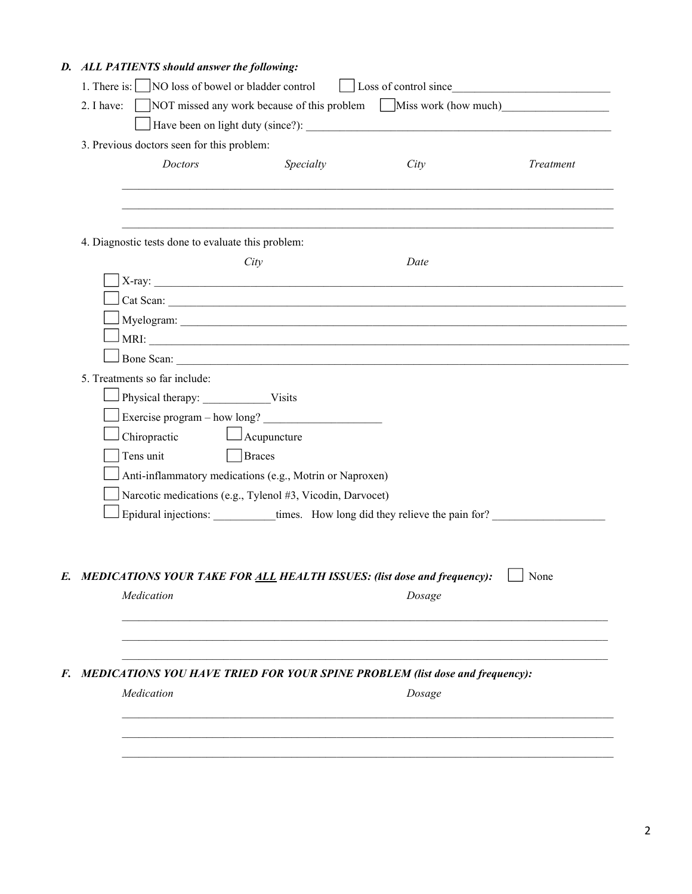### *D. ALL PATIENTS should answer the following:*

1. There is: ☐ NO loss of bowel or bladder control ☐ Loss of control since___________________________

2. I have: ☐ NOT missed any work because of this problem ☐ Miss work (how much)__________________

   ☐ Have been on light duty (since?): ______________________________________________________

3. Previous doctors seen for this problem:

| *Doctors* | *Specialty* | *City* | *Treatment* |
|---|---|---|---|
| | | | |
| | | | |
| | | | |

4. Diagnostic tests done to evaluate this problem:

| | *City* | *Date* |
|---|---|---|
| ☐ X-ray: | | |
| ☐ Cat Scan: | | |
| ☐ Myelogram: | | |
| ☐ MRI: | | |
| ☐ Bone Scan: | | |

5. Treatments so far include:

   ☐ Physical therapy: ____________Visits

   ☐ Exercise program – how long? ____________________

   ☐ Chiropractic ☐ Acupuncture

   ☐ Tens unit ☐ Braces

   ☐ Anti-inflammatory medications (e.g., Motrin or Naproxen)

   ☐ Narcotic medications (e.g., Tylenol #3, Vicodin, Darvocet)

   ☐ Epidural injections: ___________times. How long did they relieve the pain for? ___________________

### *E. MEDICATIONS YOUR TAKE FOR <u>ALL</u> HEALTH ISSUES: (list dose and frequency):* ☐ None

| *Medication* | *Dosage* |
|---|---|
| | |
| | |
| | |

### *F. MEDICATIONS YOU HAVE TRIED FOR YOUR SPINE PROBLEM (list dose and frequency):*

| *Medication* | *Dosage* |
|---|---|
| | |
| | |
| | |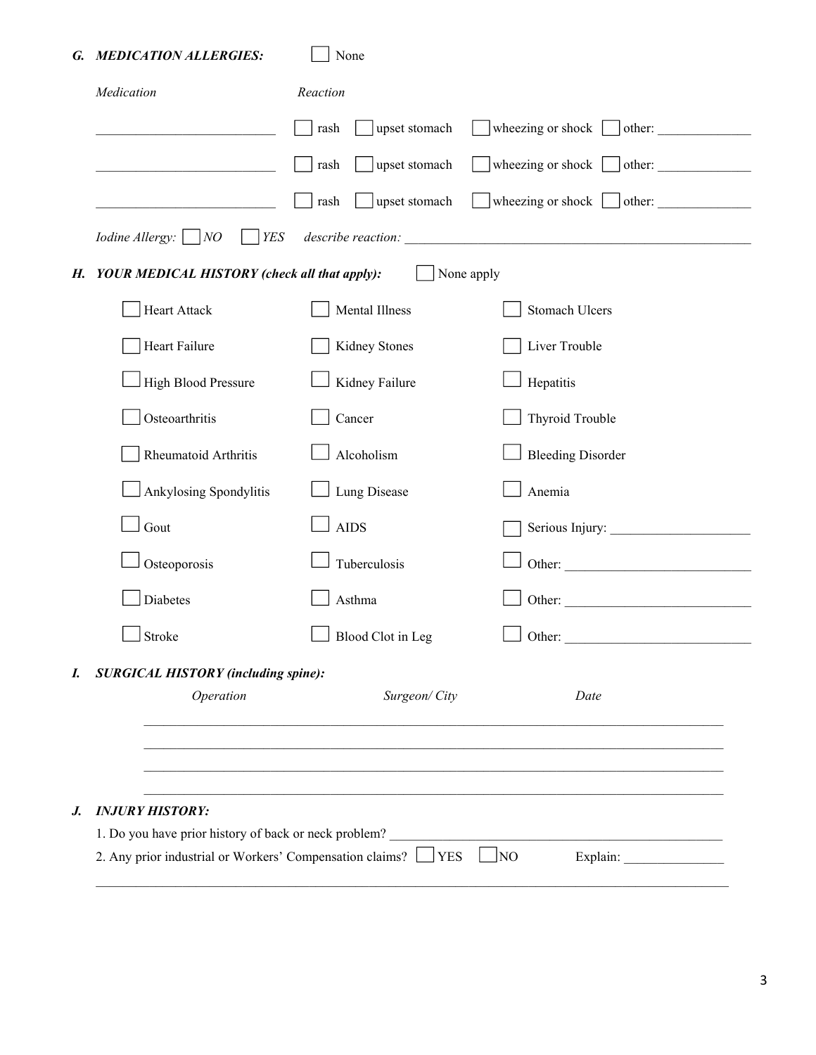## G. *MEDICATION ALLERGIES:* ☐ None

| *Medication* | *Reaction* | | | |
|---|---|---|---|---|
| ______________________ | ☐ rash | ☐ upset stomach | ☐ wheezing or shock | ☐ other: ____________ |
| ______________________ | ☐ rash | ☐ upset stomach | ☐ wheezing or shock | ☐ other: ____________ |
| ______________________ | ☐ rash | ☐ upset stomach | ☐ wheezing or shock | ☐ other: ____________ |

*Iodine Allergy:* ☐ *NO* ☐ *YES* *describe reaction:* ______________________________________________

## H. *YOUR MEDICAL HISTORY (check all that apply):* ☐ None apply

| | | |
|---|---|---|
| ☐ Heart Attack | ☐ Mental Illness | ☐ Stomach Ulcers |
| ☐ Heart Failure | ☐ Kidney Stones | ☐ Liver Trouble |
| ☐ High Blood Pressure | ☐ Kidney Failure | ☐ Hepatitis |
| ☐ Osteoarthritis | ☐ Cancer | ☐ Thyroid Trouble |
| ☐ Rheumatoid Arthritis | ☐ Alcoholism | ☐ Bleeding Disorder |
| ☐ Ankylosing Spondylitis | ☐ Lung Disease | ☐ Anemia |
| ☐ Gout | ☐ AIDS | ☐ Serious Injury: __________________ |
| ☐ Osteoporosis | ☐ Tuberculosis | ☐ Other: ________________________ |
| ☐ Diabetes | ☐ Asthma | ☐ Other: ________________________ |
| ☐ Stroke | ☐ Blood Clot in Leg | ☐ Other: ________________________ |

## I. *SURGICAL HISTORY (including spine):*

| *Operation* | *Surgeon/ City* | *Date* |
|---|---|---|
| | | |
| | | |
| | | |
| | | |

## J. *INJURY HISTORY:*

1. Do you have prior history of back or neck problem? ______________________________________________

2. Any prior industrial or Workers' Compensation claims? ☐ YES ☐ NO Explain: ______________

_____________________________________________________________________________________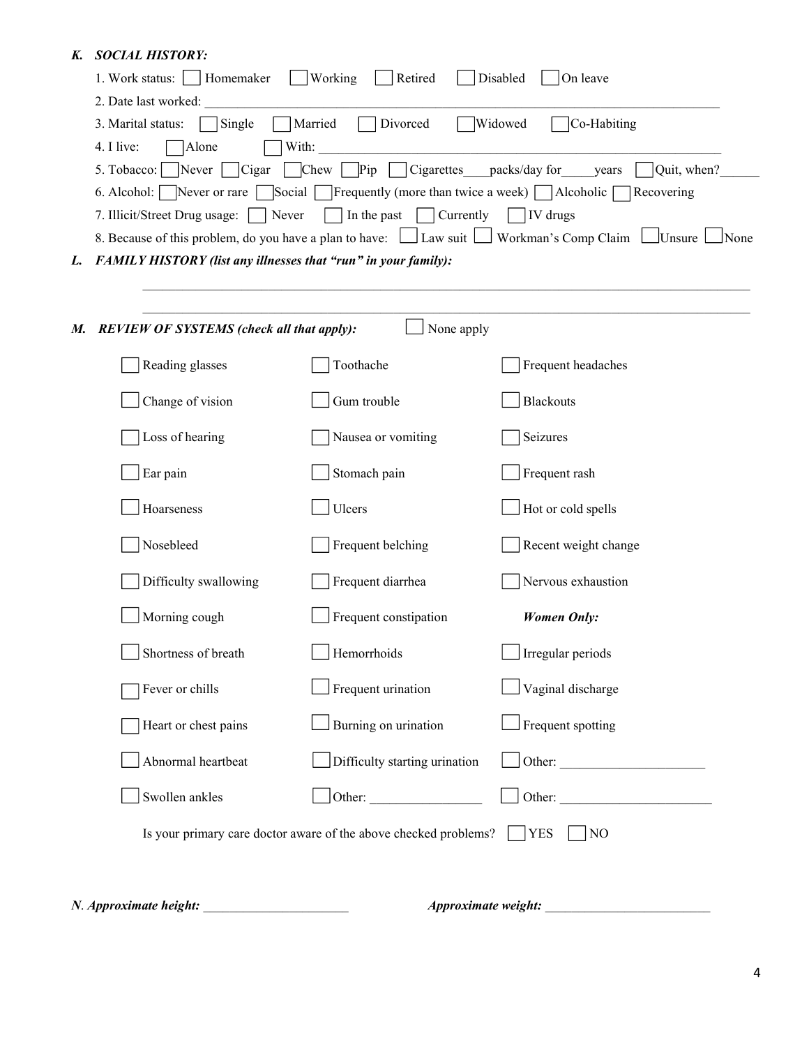### K. *SOCIAL HISTORY:*

1. Work status: ☐ Homemaker ☐ Working ☐ Retired ☐ Disabled ☐ On leave
2. Date last worked: ______________________________________________________________________________
3. Marital status: ☐ Single ☐ Married ☐ Divorced ☐ Widowed ☐ Co-Habiting
4. I live: ☐ Alone ☐ With: ________________________________________________________________
5. Tobacco: ☐ Never ☐ Cigar ☐ Chew ☐ Pip ☐ Cigarettes____packs/day for_____years ☐ Quit, when?______
6. Alcohol: ☐ Never or rare ☐ Social ☐ Frequently (more than twice a week) ☐ Alcoholic ☐ Recovering
7. Illicit/Street Drug usage: ☐ Never ☐ In the past ☐ Currently ☐ IV drugs
8. Because of this problem, do you have a plan to have: ☐ Law suit ☐ Workman's Comp Claim ☐ Unsure ☐ None

### L. *FAMILY HISTORY (list any illnesses that "run" in your family):*

______________________________________________________________________________

______________________________________________________________________________

### M. *REVIEW OF SYSTEMS (check all that apply):* ☐ None apply

| | | |
|---|---|---|
| ☐ Reading glasses | ☐ Toothache | ☐ Frequent headaches |
| ☐ Change of vision | ☐ Gum trouble | ☐ Blackouts |
| ☐ Loss of hearing | ☐ Nausea or vomiting | ☐ Seizures |
| ☐ Ear pain | ☐ Stomach pain | ☐ Frequent rash |
| ☐ Hoarseness | ☐ Ulcers | ☐ Hot or cold spells |
| ☐ Nosebleed | ☐ Frequent belching | ☐ Recent weight change |
| ☐ Difficulty swallowing | ☐ Frequent diarrhea | ☐ Nervous exhaustion |
| ☐ Morning cough | ☐ Frequent constipation | ***Women Only:*** |
| ☐ Shortness of breath | ☐ Hemorrhoids | ☐ Irregular periods |
| ☐ Fever or chills | ☐ Frequent urination | ☐ Vaginal discharge |
| ☐ Heart or chest pains | ☐ Burning on urination | ☐ Frequent spotting |
| ☐ Abnormal heartbeat | ☐ Difficulty starting urination | ☐ Other: _____________________ |
| ☐ Swollen ankles | ☐ Other: ________________ | ☐ Other: ______________________ |

Is your primary care doctor aware of the above checked problems? ☐ YES ☐ NO

***N. Approximate height:*** _____________________ ***Approximate weight:*** ________________________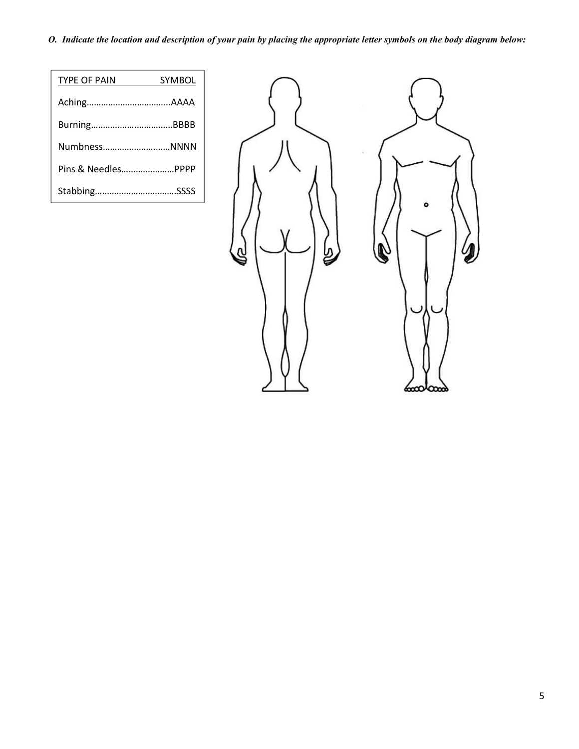***O. Indicate the location and description of your pain by placing the appropriate letter symbols on the body diagram below:***

| TYPE OF PAIN | SYMBOL |
|---|---|
| Aching……………………………. | AAAA |
| Burning……………………………. | BBBB |
| Numbness………………………. | NNNN |
| Pins & Needles…………………. | PPPP |
| Stabbing……………………………. | SSSS |